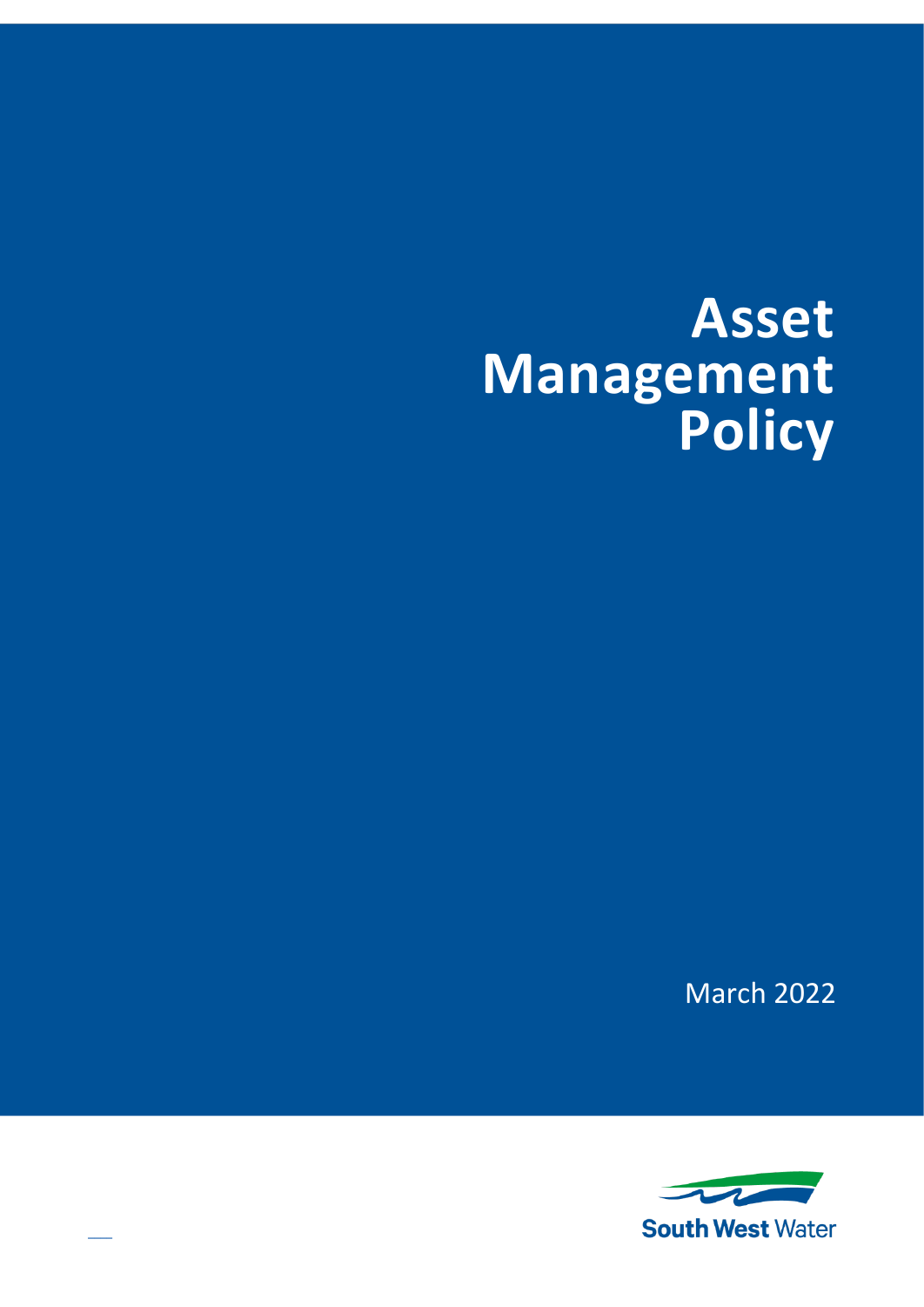# Asset Management Policy

March 2022

South West Water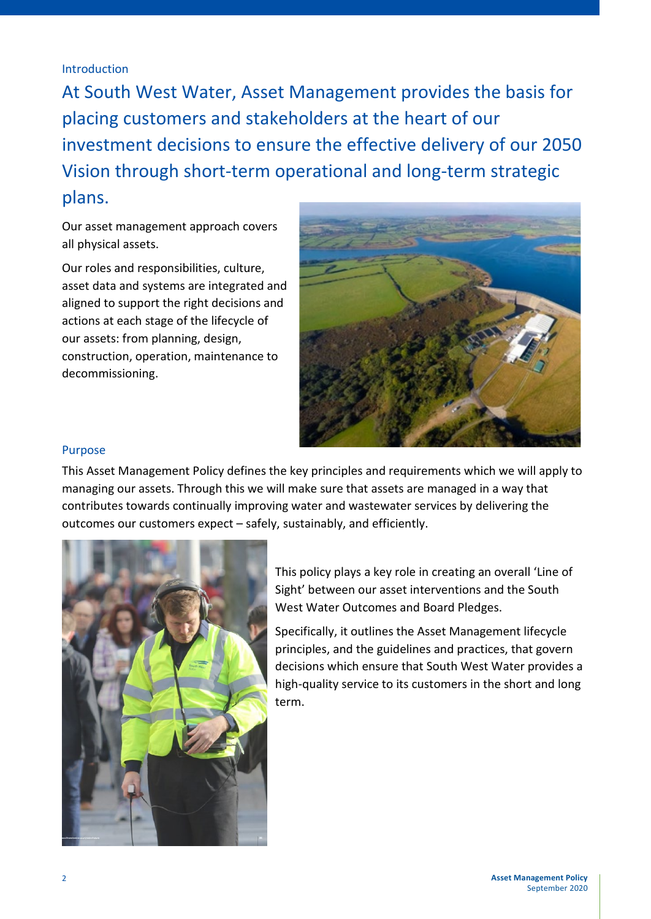## Introduction

### At South West Water, Asset Management provides the basis for placing customers and stakeholders at the heart of our investment decisions to ensure the effective delivery of our 2050 Vision through short-term operational and long-term strategic plans.

Our asset management approach covers all physical assets.

Our roles and responsibilities, culture, asset data and systems are integrated and aligned to support the right decisions and actions at each stage of the lifecycle of our assets: from planning, design, construction, operation, maintenance to decommissioning.

## Purpose

This Asset Management Policy defines the key principles and requirements which we will apply to managing our assets. Through this we will make sure that assets are managed in a way that contributes towards continually improving water and wastewater services by delivering the outcomes our customers expect – safely, sustainably, and efficiently.

This policy plays a key role in creating an overall 'Line of Sight' between our asset interventions and the South West Water Outcomes and Board Pledges.

Specifically, it outlines the Asset Management lifecycle principles, and the guidelines and practices, that govern decisions which ensure that South West Water provides a high-quality service to its customers in the short and long term.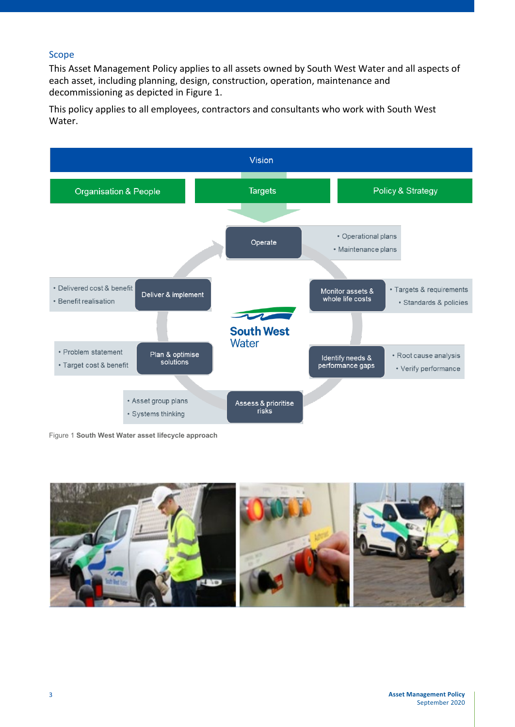## Scope

This Asset Management Policy applies to all assets owned by South West Water and all aspects of each asset, including planning, design, construction, operation, maintenance and decommissioning as depicted in Figure 1.

This policy applies to all employees, contractors and consultants who work with South West Water.

Vision

Organisation & People | Targets | Policy & Strategy

- Operate
  - Operational plans
  - Maintenance plans
- Monitor assets & whole life costs
  - Targets & requirements
  - Standards & policies
- Identify needs & performance gaps
  - Root cause analysis
  - Verify performance
- Assess & prioritise risks
  - Asset group plans
  - Systems thinking
- Plan & optimise solutions
  - Problem statement
  - Target cost & benefit
- Deliver & implement
  - Delivered cost & benefit
  - Benefit realisation

South West Water

Figure 1 **South West Water asset lifecycle approach**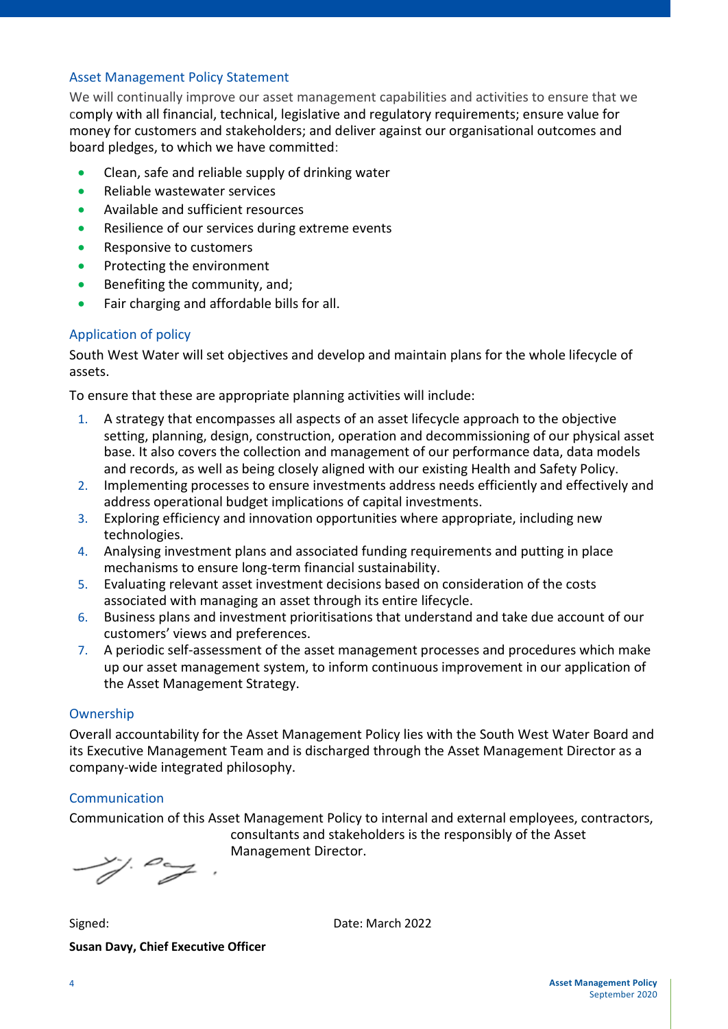## Asset Management Policy Statement

We will continually improve our asset management capabilities and activities to ensure that we comply with all financial, technical, legislative and regulatory requirements; ensure value for money for customers and stakeholders; and deliver against our organisational outcomes and board pledges, to which we have committed:

- Clean, safe and reliable supply of drinking water
- Reliable wastewater services
- Available and sufficient resources
- Resilience of our services during extreme events
- Responsive to customers
- Protecting the environment
- Benefiting the community, and;
- Fair charging and affordable bills for all.

## Application of policy

South West Water will set objectives and develop and maintain plans for the whole lifecycle of assets.

To ensure that these are appropriate planning activities will include:

1. A strategy that encompasses all aspects of an asset lifecycle approach to the objective setting, planning, design, construction, operation and decommissioning of our physical asset base. It also covers the collection and management of our performance data, data models and records, as well as being closely aligned with our existing Health and Safety Policy.
2. Implementing processes to ensure investments address needs efficiently and effectively and address operational budget implications of capital investments.
3. Exploring efficiency and innovation opportunities where appropriate, including new technologies.
4. Analysing investment plans and associated funding requirements and putting in place mechanisms to ensure long-term financial sustainability.
5. Evaluating relevant asset investment decisions based on consideration of the costs associated with managing an asset through its entire lifecycle.
6. Business plans and investment prioritisations that understand and take due account of our customers' views and preferences.
7. A periodic self-assessment of the asset management processes and procedures which make up our asset management system, to inform continuous improvement in our application of the Asset Management Strategy.

## Ownership

Overall accountability for the Asset Management Policy lies with the South West Water Board and its Executive Management Team and is discharged through the Asset Management Director as a company-wide integrated philosophy.

## Communication

Communication of this Asset Management Policy to internal and external employees, contractors, consultants and stakeholders is the responsibly of the Asset Management Director.

Signed: Date: March 2022

**Susan Davy, Chief Executive Officer**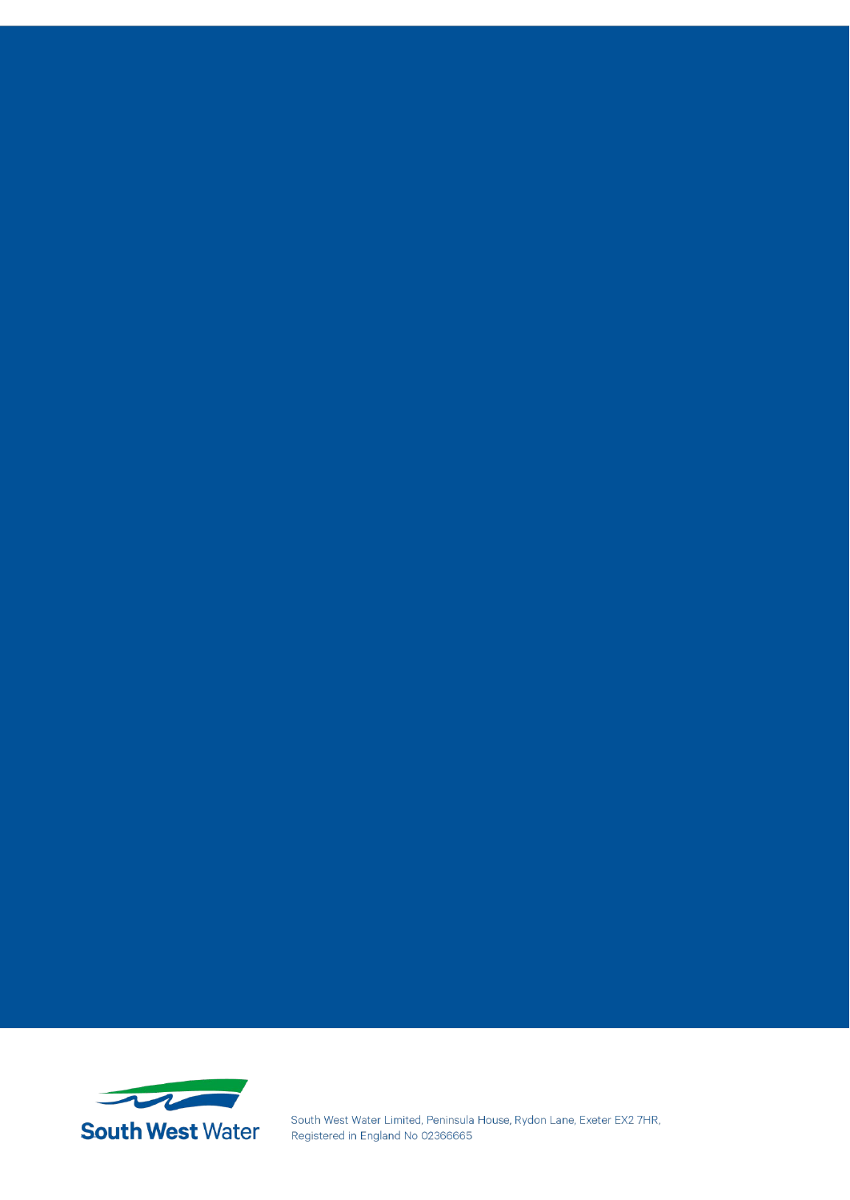South West Water

South West Water Limited, Peninsula House, Rydon Lane, Exeter EX2 7HR,
Registered in England No 02366665